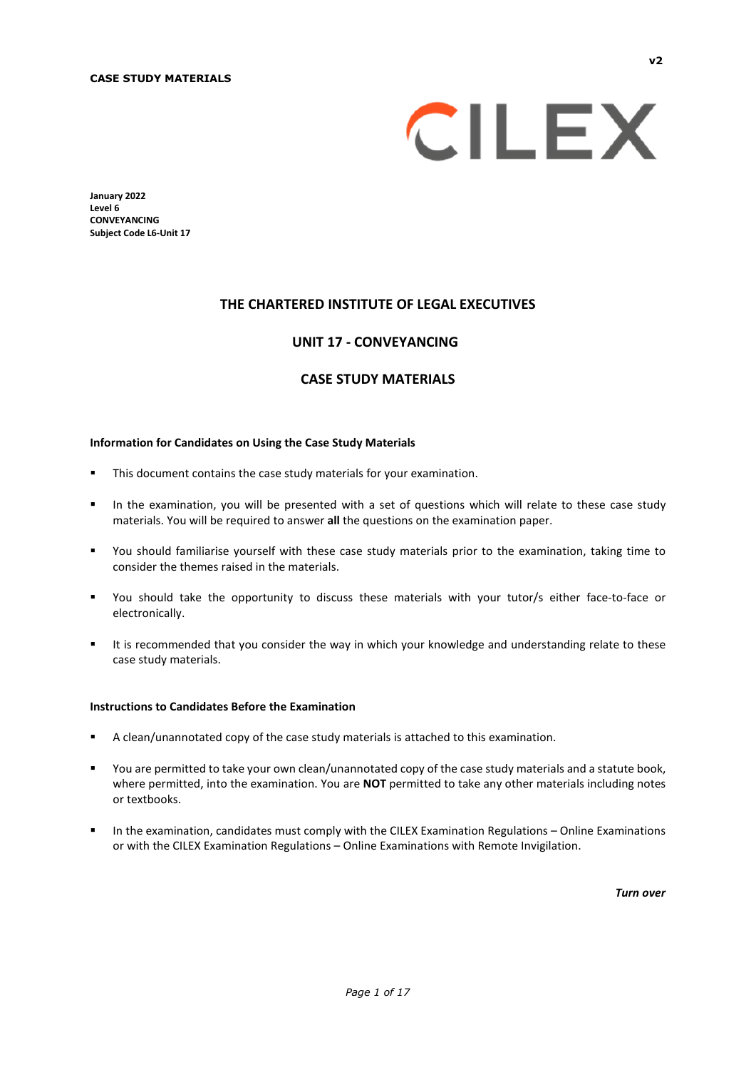**CASE STUDY MATERIALS**

v2

CILEX

**January 2022**
**Level 6**
**CONVEYANCING**
**Subject Code L6-Unit 17**

## THE CHARTERED INSTITUTE OF LEGAL EXECUTIVES

## UNIT 17 - CONVEYANCING

## CASE STUDY MATERIALS

### Information for Candidates on Using the Case Study Materials

- This document contains the case study materials for your examination.
- In the examination, you will be presented with a set of questions which will relate to these case study materials. You will be required to answer **all** the questions on the examination paper.
- You should familiarise yourself with these case study materials prior to the examination, taking time to consider the themes raised in the materials.
- You should take the opportunity to discuss these materials with your tutor/s either face-to-face or electronically.
- It is recommended that you consider the way in which your knowledge and understanding relate to these case study materials.

### Instructions to Candidates Before the Examination

- A clean/unannotated copy of the case study materials is attached to this examination.
- You are permitted to take your own clean/unannotated copy of the case study materials and a statute book, where permitted, into the examination. You are **NOT** permitted to take any other materials including notes or textbooks.
- In the examination, candidates must comply with the CILEX Examination Regulations – Online Examinations or with the CILEX Examination Regulations – Online Examinations with Remote Invigilation.

***Turn over***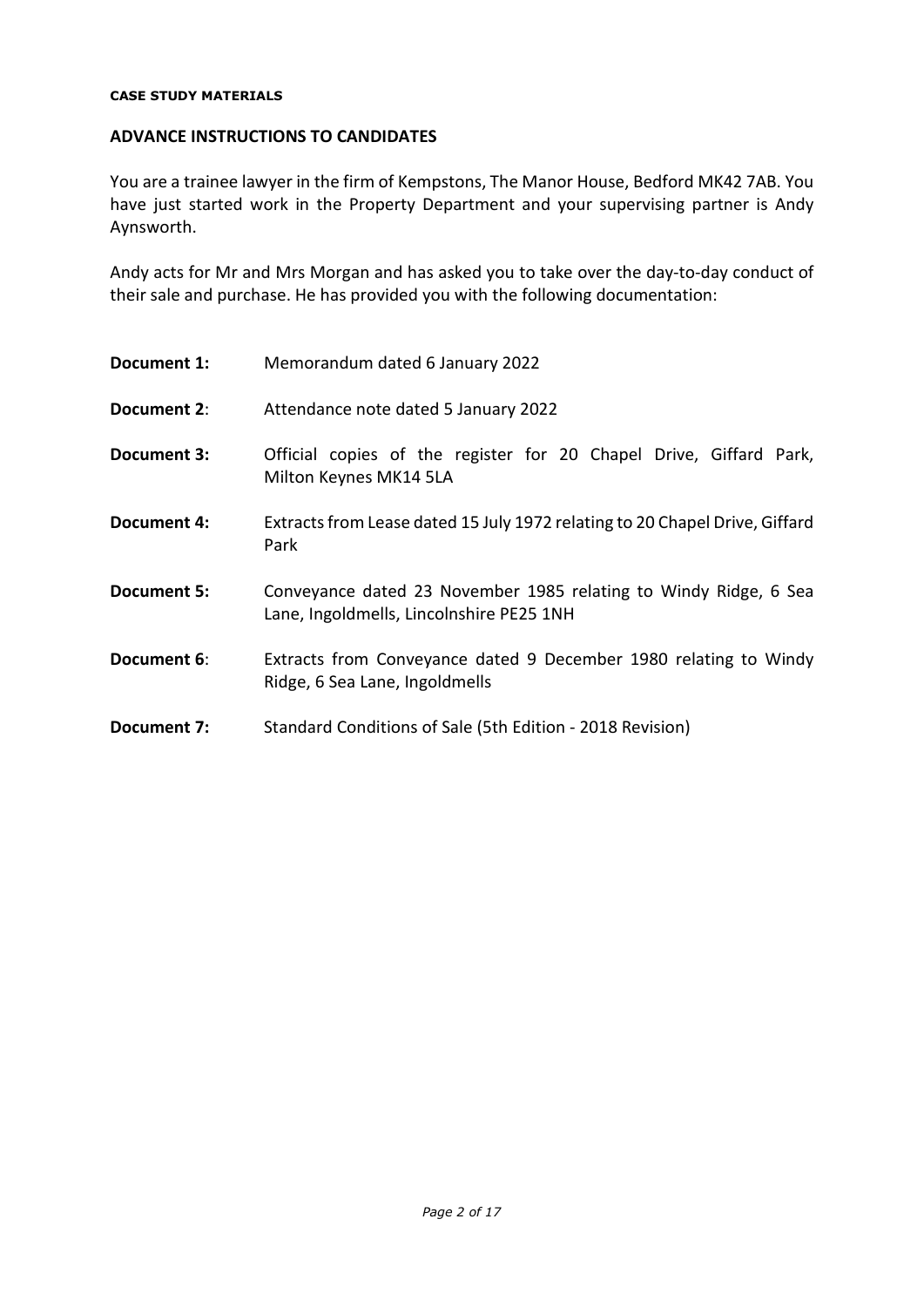**CASE STUDY MATERIALS**

## ADVANCE INSTRUCTIONS TO CANDIDATES

You are a trainee lawyer in the firm of Kempstons, The Manor House, Bedford MK42 7AB. You have just started work in the Property Department and your supervising partner is Andy Aynsworth.

Andy acts for Mr and Mrs Morgan and has asked you to take over the day-to-day conduct of their sale and purchase. He has provided you with the following documentation:

| | |
|---|---|
| **Document 1:** | Memorandum dated 6 January 2022 |
| **Document 2**: | Attendance note dated 5 January 2022 |
| **Document 3:** | Official copies of the register for 20 Chapel Drive, Giffard Park, Milton Keynes MK14 5LA |
| **Document 4:** | Extracts from Lease dated 15 July 1972 relating to 20 Chapel Drive, Giffard Park |
| **Document 5:** | Conveyance dated 23 November 1985 relating to Windy Ridge, 6 Sea Lane, Ingoldmells, Lincolnshire PE25 1NH |
| **Document 6**: | Extracts from Conveyance dated 9 December 1980 relating to Windy Ridge, 6 Sea Lane, Ingoldmells |
| **Document 7:** | Standard Conditions of Sale (5th Edition - 2018 Revision) |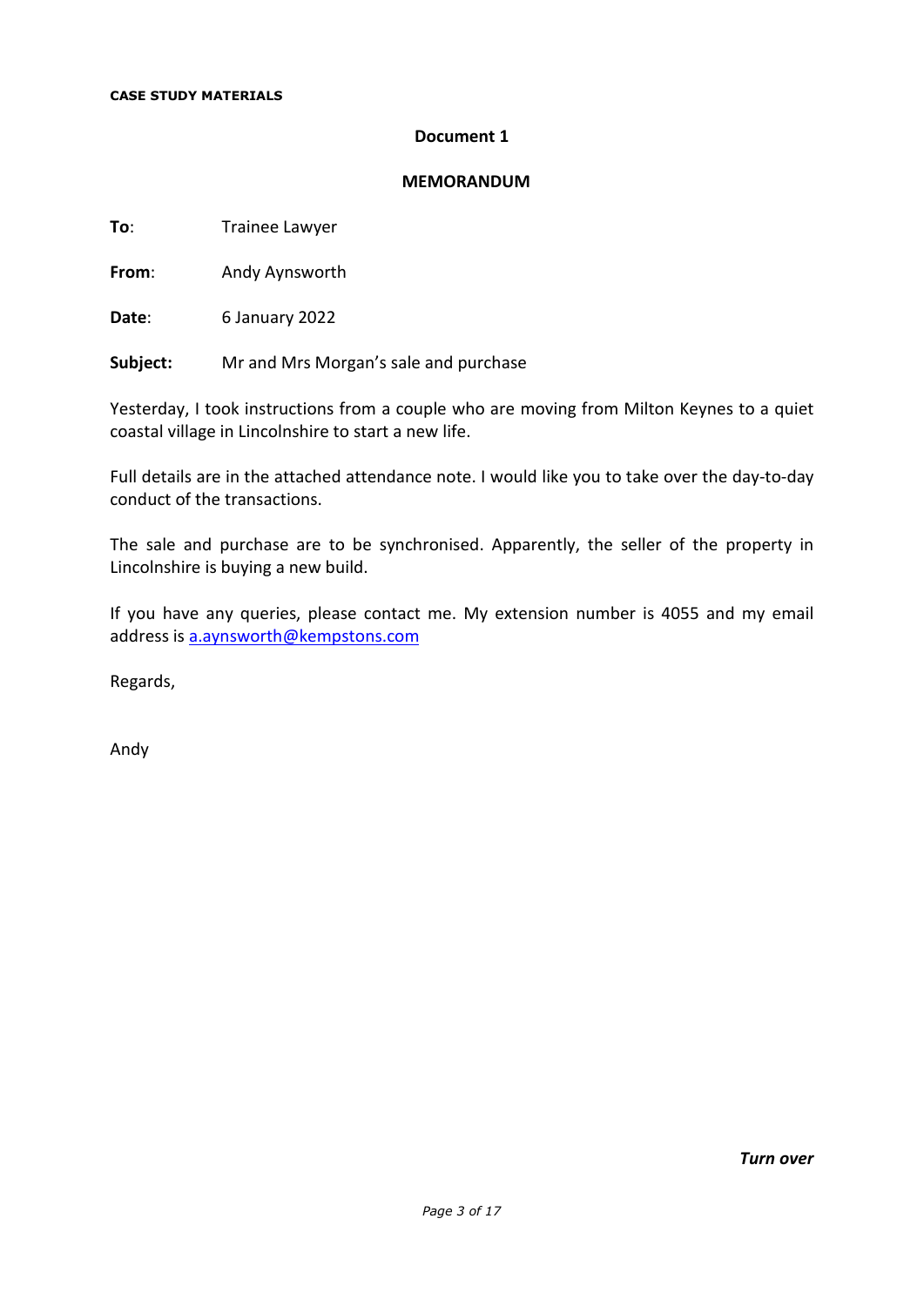**CASE STUDY MATERIALS**

**Document 1**

**MEMORANDUM**

**To**: Trainee Lawyer

**From**: Andy Aynsworth

**Date**: 6 January 2022

**Subject:** Mr and Mrs Morgan's sale and purchase

Yesterday, I took instructions from a couple who are moving from Milton Keynes to a quiet coastal village in Lincolnshire to start a new life.

Full details are in the attached attendance note. I would like you to take over the day-to-day conduct of the transactions.

The sale and purchase are to be synchronised. Apparently, the seller of the property in Lincolnshire is buying a new build.

If you have any queries, please contact me. My extension number is 4055 and my email address is a.aynsworth@kempstons.com

Regards,

Andy

***Turn over***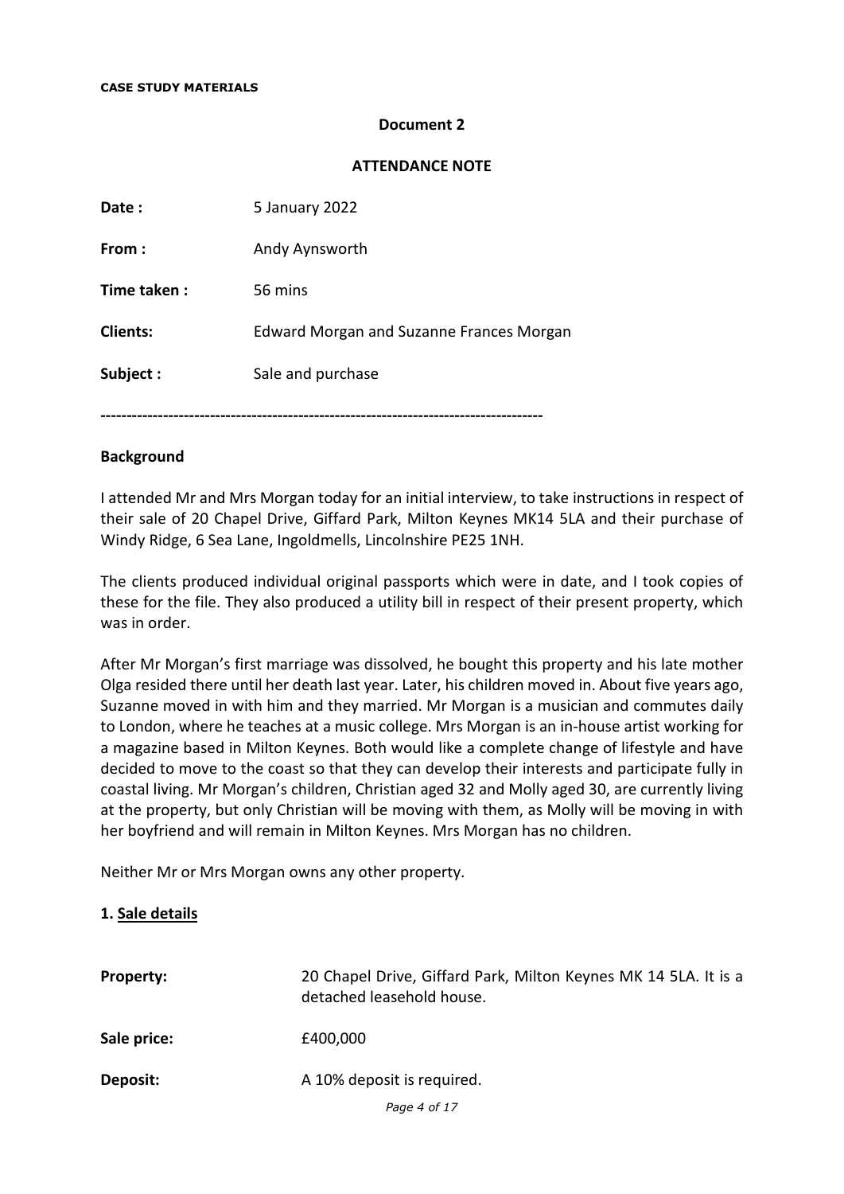**CASE STUDY MATERIALS**

**Document 2**

**ATTENDANCE NOTE**

| | |
|---|---|
| **Date :** | 5 January 2022 |
| **From :** | Andy Aynsworth |
| **Time taken :** | 56 mins |
| **Clients:** | Edward Morgan and Suzanne Frances Morgan |
| **Subject :** | Sale and purchase |

-----------------------------------------------------------------------------------

**Background**

I attended Mr and Mrs Morgan today for an initial interview, to take instructions in respect of their sale of 20 Chapel Drive, Giffard Park, Milton Keynes MK14 5LA and their purchase of Windy Ridge, 6 Sea Lane, Ingoldmells, Lincolnshire PE25 1NH.

The clients produced individual original passports which were in date, and I took copies of these for the file. They also produced a utility bill in respect of their present property, which was in order.

After Mr Morgan's first marriage was dissolved, he bought this property and his late mother Olga resided there until her death last year. Later, his children moved in. About five years ago, Suzanne moved in with him and they married. Mr Morgan is a musician and commutes daily to London, where he teaches at a music college. Mrs Morgan is an in-house artist working for a magazine based in Milton Keynes. Both would like a complete change of lifestyle and have decided to move to the coast so that they can develop their interests and participate fully in coastal living. Mr Morgan's children, Christian aged 32 and Molly aged 30, are currently living at the property, but only Christian will be moving with them, as Molly will be moving in with her boyfriend and will remain in Milton Keynes. Mrs Morgan has no children.

Neither Mr or Mrs Morgan owns any other property.

**1. <u>Sale details</u>**

| | |
|---|---|
| **Property:** | 20 Chapel Drive, Giffard Park, Milton Keynes MK 14 5LA. It is a detached leasehold house. |
| **Sale price:** | £400,000 |
| **Deposit:** | A 10% deposit is required. |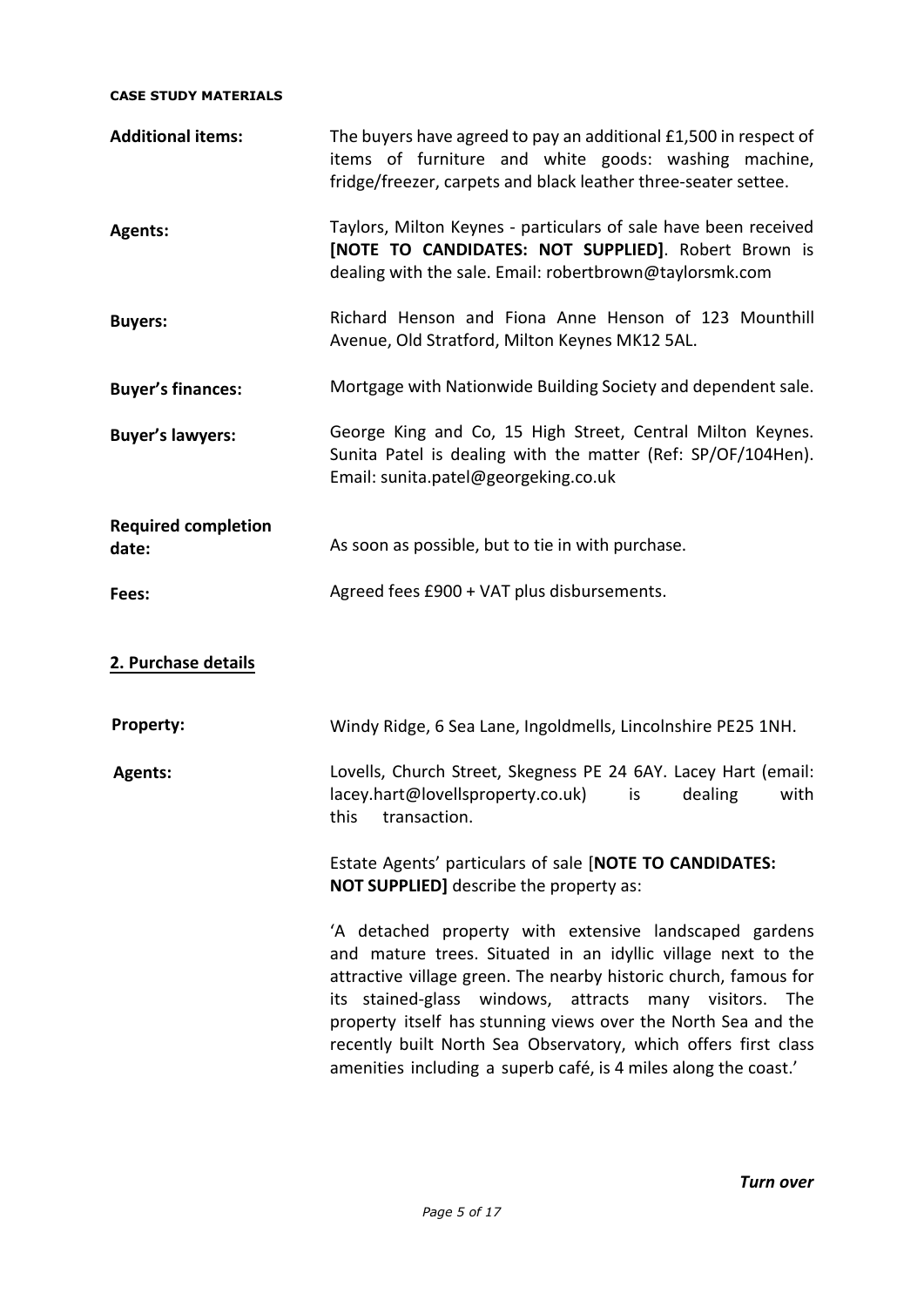**CASE STUDY MATERIALS**

| | |
|---|---|
| **Additional items:** | The buyers have agreed to pay an additional £1,500 in respect of items of furniture and white goods: washing machine, fridge/freezer, carpets and black leather three-seater settee. |
| **Agents:** | Taylors, Milton Keynes - particulars of sale have been received **[NOTE TO CANDIDATES: NOT SUPPLIED]**. Robert Brown is dealing with the sale. Email: robertbrown@taylorsmk.com |
| **Buyers:** | Richard Henson and Fiona Anne Henson of 123 Mounthill Avenue, Old Stratford, Milton Keynes MK12 5AL. |
| **Buyer's finances:** | Mortgage with Nationwide Building Society and dependent sale. |
| **Buyer's lawyers:** | George King and Co, 15 High Street, Central Milton Keynes. Sunita Patel is dealing with the matter (Ref: SP/OF/104Hen). Email: sunita.patel@georgeking.co.uk |
| **Required completion date:** | As soon as possible, but to tie in with purchase. |
| **Fees:** | Agreed fees £900 + VAT plus disbursements. |

## 2. Purchase details

| | |
|---|---|
| **Property:** | Windy Ridge, 6 Sea Lane, Ingoldmells, Lincolnshire PE25 1NH. |
| **Agents:** | Lovells, Church Street, Skegness PE 24 6AY. Lacey Hart (email: lacey.hart@lovellsproperty.co.uk) is dealing with this transaction. |

Estate Agents' particulars of sale [**NOTE TO CANDIDATES: NOT SUPPLIED]** describe the property as:

'A detached property with extensive landscaped gardens and mature trees. Situated in an idyllic village next to the attractive village green. The nearby historic church, famous for its stained-glass windows, attracts many visitors. The property itself has stunning views over the North Sea and the recently built North Sea Observatory, which offers first class amenities including a superb café, is 4 miles along the coast.'

***Turn over***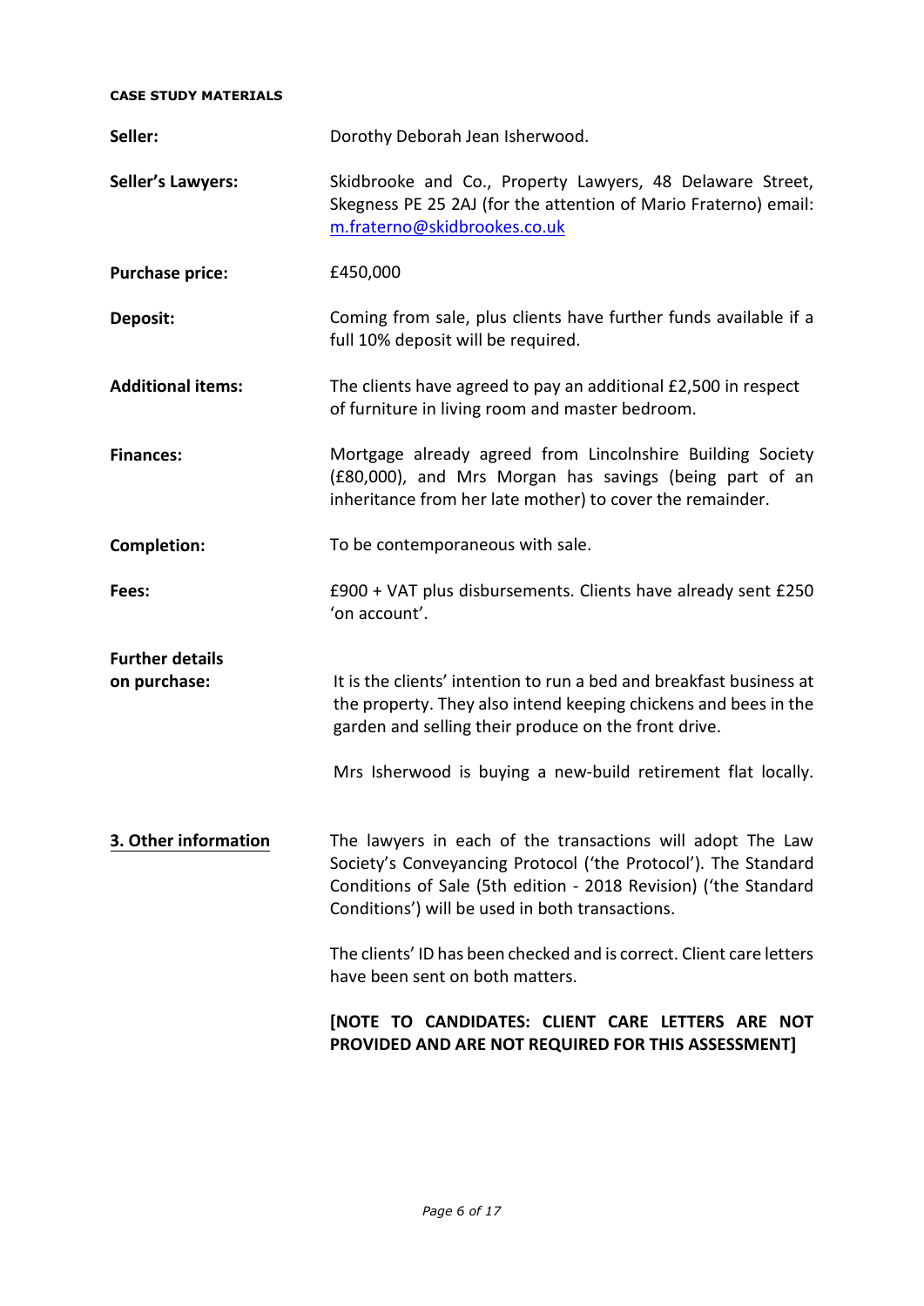**CASE STUDY MATERIALS**

**Seller:** Dorothy Deborah Jean Isherwood.

**Seller's Lawyers:** Skidbrooke and Co., Property Lawyers, 48 Delaware Street, Skegness PE 25 2AJ (for the attention of Mario Fraterno) email: m.fraterno@skidbrookes.co.uk

**Purchase price:** £450,000

**Deposit:** Coming from sale, plus clients have further funds available if a full 10% deposit will be required.

**Additional items:** The clients have agreed to pay an additional £2,500 in respect of furniture in living room and master bedroom.

**Finances:** Mortgage already agreed from Lincolnshire Building Society (£80,000), and Mrs Morgan has savings (being part of an inheritance from her late mother) to cover the remainder.

**Completion:** To be contemporaneous with sale.

**Fees:** £900 + VAT plus disbursements. Clients have already sent £250 'on account'.

**Further details on purchase:** It is the clients' intention to run a bed and breakfast business at the property. They also intend keeping chickens and bees in the garden and selling their produce on the front drive.

Mrs Isherwood is buying a new-build retirement flat locally.

**3. Other information**

The lawyers in each of the transactions will adopt The Law Society's Conveyancing Protocol ('the Protocol'). The Standard Conditions of Sale (5th edition - 2018 Revision) ('the Standard Conditions') will be used in both transactions.

The clients' ID has been checked and is correct. Client care letters have been sent on both matters.

**[NOTE TO CANDIDATES: CLIENT CARE LETTERS ARE NOT PROVIDED AND ARE NOT REQUIRED FOR THIS ASSESSMENT]**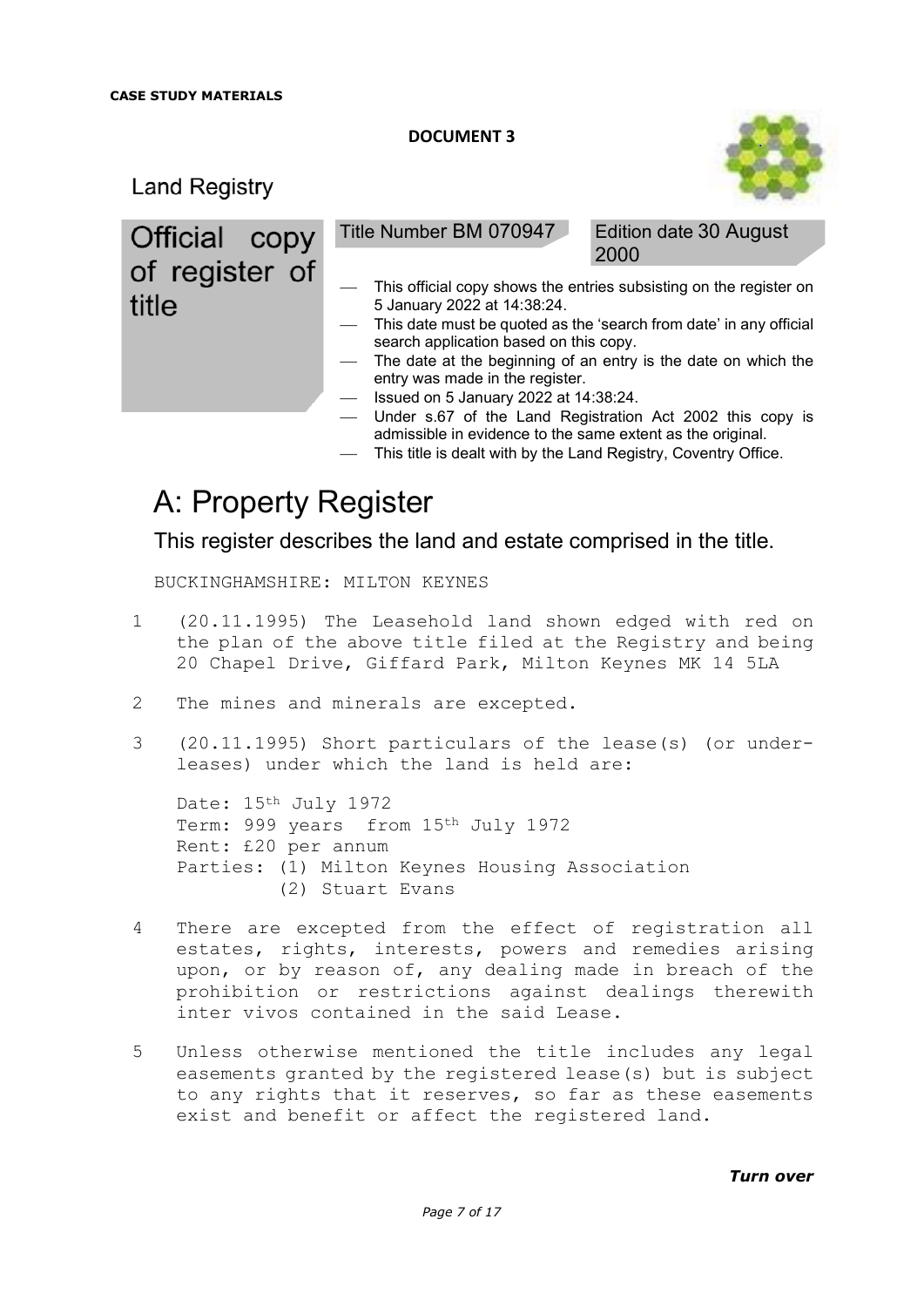**CASE STUDY MATERIALS**

**DOCUMENT 3**

Land Registry

# Official copy of register of title

Title Number BM 070947

Edition date 30 August 2000

- This official copy shows the entries subsisting on the register on 5 January 2022 at 14:38:24.
- This date must be quoted as the 'search from date' in any official search application based on this copy.
- The date at the beginning of an entry is the date on which the entry was made in the register.
- Issued on 5 January 2022 at 14:38:24.
- Under s.67 of the Land Registration Act 2002 this copy is admissible in evidence to the same extent as the original.
- This title is dealt with by the Land Registry, Coventry Office.

# A: Property Register

## This register describes the land and estate comprised in the title.

BUCKINGHAMSHIRE: MILTON KEYNES

1 (20.11.1995) The Leasehold land shown edged with red on the plan of the above title filed at the Registry and being 20 Chapel Drive, Giffard Park, Milton Keynes MK 14 5LA

2 The mines and minerals are excepted.

3 (20.11.1995) Short particulars of the lease(s) (or under-leases) under which the land is held are:

Date: 15th July 1972
Term: 999 years from 15th July 1972
Rent: £20 per annum
Parties: (1) Milton Keynes Housing Association
(2) Stuart Evans

4 There are excepted from the effect of registration all estates, rights, interests, powers and remedies arising upon, or by reason of, any dealing made in breach of the prohibition or restrictions against dealings therewith inter vivos contained in the said Lease.

5 Unless otherwise mentioned the title includes any legal easements granted by the registered lease(s) but is subject to any rights that it reserves, so far as these easements exist and benefit or affect the registered land.

***Turn over***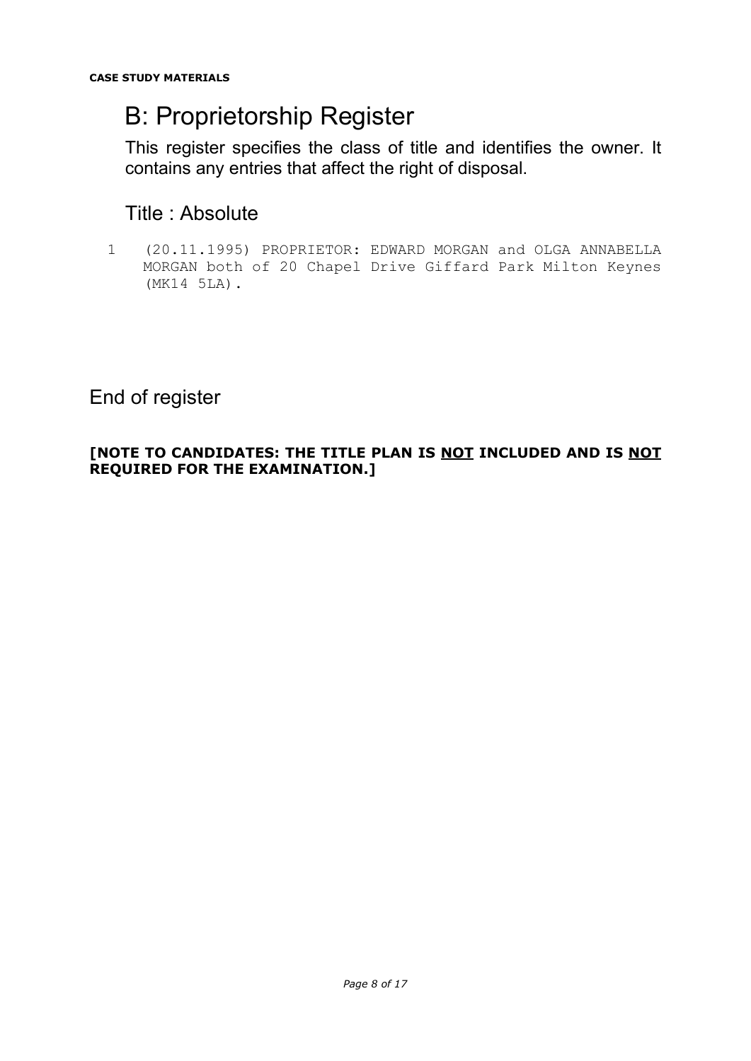# B: Proprietorship Register

This register specifies the class of title and identifies the owner. It contains any entries that affect the right of disposal.

## Title : Absolute

1 (20.11.1995) PROPRIETOR: EDWARD MORGAN and OLGA ANNABELLA MORGAN both of 20 Chapel Drive Giffard Park Milton Keynes (MK14 5LA).

End of register

**[NOTE TO CANDIDATES: THE TITLE PLAN IS NOT INCLUDED AND IS NOT REQUIRED FOR THE EXAMINATION.]**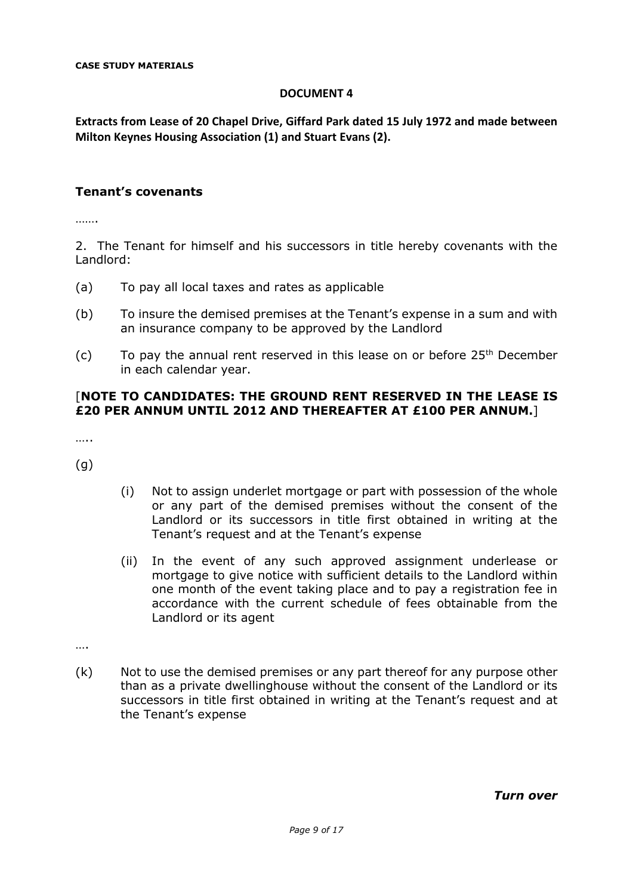**CASE STUDY MATERIALS**

**DOCUMENT 4**

**Extracts from Lease of 20 Chapel Drive, Giffard Park dated 15 July 1972 and made between Milton Keynes Housing Association (1) and Stuart Evans (2).**

## Tenant's covenants

…….

2. The Tenant for himself and his successors in title hereby covenants with the Landlord:

(a) To pay all local taxes and rates as applicable

(b) To insure the demised premises at the Tenant's expense in a sum and with an insurance company to be approved by the Landlord

(c) To pay the annual rent reserved in this lease on or before 25th December in each calendar year.

[**NOTE TO CANDIDATES: THE GROUND RENT RESERVED IN THE LEASE IS £20 PER ANNUM UNTIL 2012 AND THEREAFTER AT £100 PER ANNUM.**]

…..

(g)

(i) Not to assign underlet mortgage or part with possession of the whole or any part of the demised premises without the consent of the Landlord or its successors in title first obtained in writing at the Tenant's request and at the Tenant's expense

(ii) In the event of any such approved assignment underlease or mortgage to give notice with sufficient details to the Landlord within one month of the event taking place and to pay a registration fee in accordance with the current schedule of fees obtainable from the Landlord or its agent

….

(k) Not to use the demised premises or any part thereof for any purpose other than as a private dwellinghouse without the consent of the Landlord or its successors in title first obtained in writing at the Tenant's request and at the Tenant's expense

***Turn over***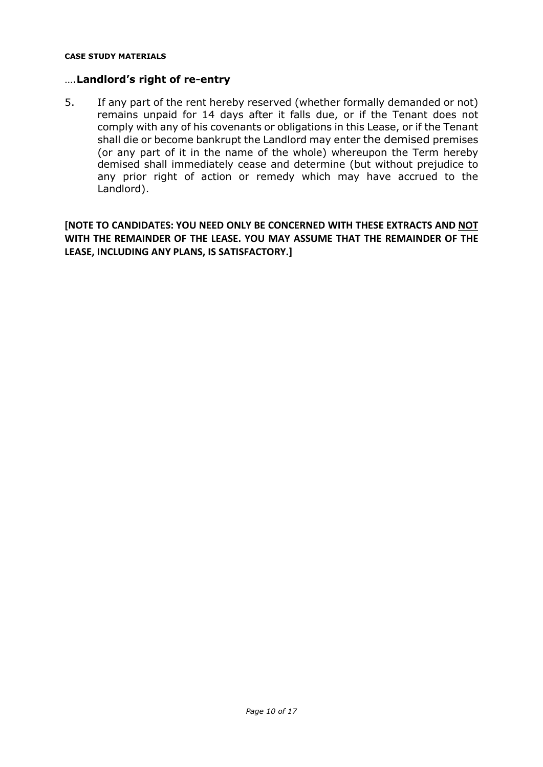**CASE STUDY MATERIALS**

….**Landlord's right of re-entry**

5. If any part of the rent hereby reserved (whether formally demanded or not) remains unpaid for 14 days after it falls due, or if the Tenant does not comply with any of his covenants or obligations in this Lease, or if the Tenant shall die or become bankrupt the Landlord may enter the demised premises (or any part of it in the name of the whole) whereupon the Term hereby demised shall immediately cease and determine (but without prejudice to any prior right of action or remedy which may have accrued to the Landlord).

**[NOTE TO CANDIDATES: YOU NEED ONLY BE CONCERNED WITH THESE EXTRACTS AND <u>NOT</u> WITH THE REMAINDER OF THE LEASE. YOU MAY ASSUME THAT THE REMAINDER OF THE LEASE, INCLUDING ANY PLANS, IS SATISFACTORY.]**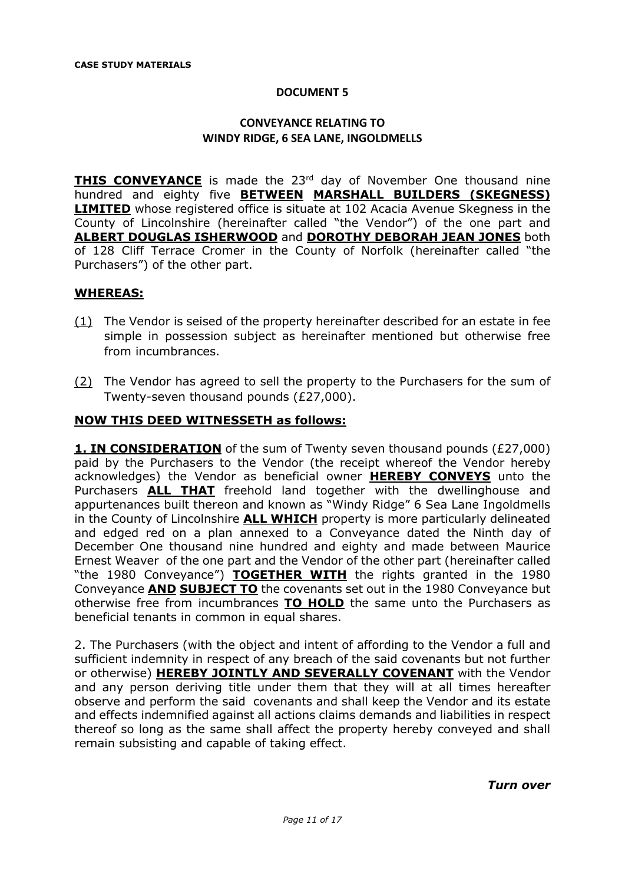**CASE STUDY MATERIALS**

**DOCUMENT 5**

**CONVEYANCE RELATING TO**
**WINDY RIDGE, 6 SEA LANE, INGOLDMELLS**

**THIS CONVEYANCE** is made the 23rd day of November One thousand nine hundred and eighty five **BETWEEN** **MARSHALL BUILDERS (SKEGNESS) LIMITED** whose registered office is situate at 102 Acacia Avenue Skegness in the County of Lincolnshire (hereinafter called "the Vendor") of the one part and **ALBERT DOUGLAS ISHERWOOD** and **DOROTHY DEBORAH JEAN JONES** both of 128 Cliff Terrace Cromer in the County of Norfolk (hereinafter called "the Purchasers") of the other part.

**WHEREAS:**

(1) The Vendor is seised of the property hereinafter described for an estate in fee simple in possession subject as hereinafter mentioned but otherwise free from incumbrances.

(2) The Vendor has agreed to sell the property to the Purchasers for the sum of Twenty-seven thousand pounds (£27,000).

**NOW THIS DEED WITNESSETH as follows:**

**1. IN CONSIDERATION** of the sum of Twenty seven thousand pounds (£27,000) paid by the Purchasers to the Vendor (the receipt whereof the Vendor hereby acknowledges) the Vendor as beneficial owner **HEREBY CONVEYS** unto the Purchasers **ALL THAT** freehold land together with the dwellinghouse and appurtenances built thereon and known as "Windy Ridge" 6 Sea Lane Ingoldmells in the County of Lincolnshire **ALL WHICH** property is more particularly delineated and edged red on a plan annexed to a Conveyance dated the Ninth day of December One thousand nine hundred and eighty and made between Maurice Ernest Weaver of the one part and the Vendor of the other part (hereinafter called "the 1980 Conveyance") **TOGETHER WITH** the rights granted in the 1980 Conveyance **AND** **SUBJECT TO** the covenants set out in the 1980 Conveyance but otherwise free from incumbrances **TO HOLD** the same unto the Purchasers as beneficial tenants in common in equal shares.

2. The Purchasers (with the object and intent of affording to the Vendor a full and sufficient indemnity in respect of any breach of the said covenants but not further or otherwise) **HEREBY JOINTLY AND SEVERALLY COVENANT** with the Vendor and any person deriving title under them that they will at all times hereafter observe and perform the said covenants and shall keep the Vendor and its estate and effects indemnified against all actions claims demands and liabilities in respect thereof so long as the same shall affect the property hereby conveyed and shall remain subsisting and capable of taking effect.

***Turn over***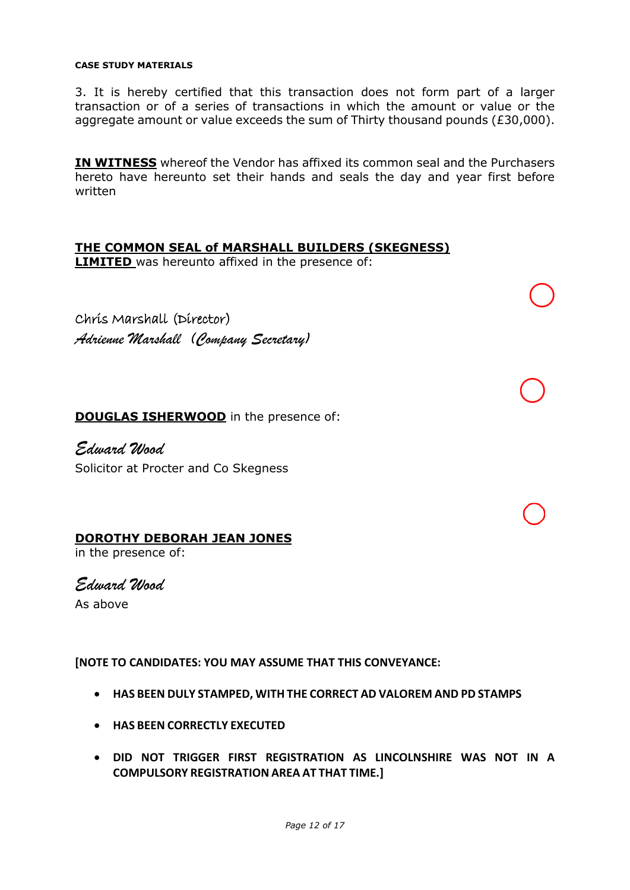**CASE STUDY MATERIALS**

3. It is hereby certified that this transaction does not form part of a larger transaction or of a series of transactions in which the amount or value or the aggregate amount or value exceeds the sum of Thirty thousand pounds (£30,000).

**IN WITNESS** whereof the Vendor has affixed its common seal and the Purchasers hereto have hereunto set their hands and seals the day and year first before written

**THE COMMON SEAL of MARSHALL BUILDERS (SKEGNESS) LIMITED** was hereunto affixed in the presence of:

Chris Marshall (Director)
*Adrienne Marshall (Company Secretary)*

**DOUGLAS ISHERWOOD** in the presence of:

*Edward Wood*
Solicitor at Procter and Co Skegness

**DOROTHY DEBORAH JEAN JONES**
in the presence of:

*Edward Wood*
As above

**[NOTE TO CANDIDATES: YOU MAY ASSUME THAT THIS CONVEYANCE:**

- **HAS BEEN DULY STAMPED, WITH THE CORRECT AD VALOREM AND PD STAMPS**
- **HAS BEEN CORRECTLY EXECUTED**
- **DID NOT TRIGGER FIRST REGISTRATION AS LINCOLNSHIRE WAS NOT IN A COMPULSORY REGISTRATION AREA AT THAT TIME.]**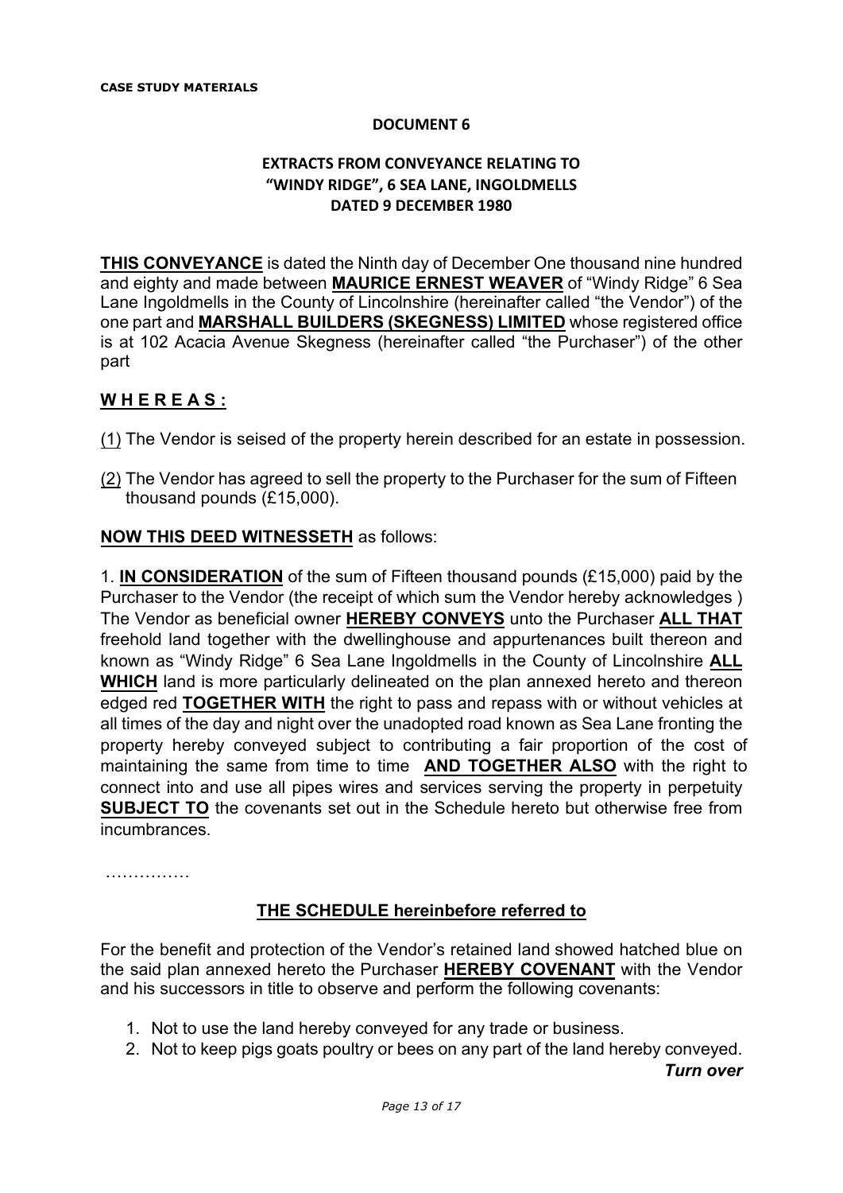**CASE STUDY MATERIALS**

**DOCUMENT 6**

**EXTRACTS FROM CONVEYANCE RELATING TO "WINDY RIDGE", 6 SEA LANE, INGOLDMELLS DATED 9 DECEMBER 1980**

**THIS CONVEYANCE** is dated the Ninth day of December One thousand nine hundred and eighty and made between **MAURICE ERNEST WEAVER** of "Windy Ridge" 6 Sea Lane Ingoldmells in the County of Lincolnshire (hereinafter called "the Vendor") of the one part and **MARSHALL BUILDERS (SKEGNESS) LIMITED** whose registered office is at 102 Acacia Avenue Skegness (hereinafter called "the Purchaser") of the other part

**W H E R E A S :**

(1) The Vendor is seised of the property herein described for an estate in possession.

(2) The Vendor has agreed to sell the property to the Purchaser for the sum of Fifteen thousand pounds (£15,000).

**NOW THIS DEED WITNESSETH** as follows:

1. **IN CONSIDERATION** of the sum of Fifteen thousand pounds (£15,000) paid by the Purchaser to the Vendor (the receipt of which sum the Vendor hereby acknowledges ) The Vendor as beneficial owner **HEREBY CONVEYS** unto the Purchaser **ALL THAT** freehold land together with the dwellinghouse and appurtenances built thereon and known as "Windy Ridge" 6 Sea Lane Ingoldmells in the County of Lincolnshire **ALL WHICH** land is more particularly delineated on the plan annexed hereto and thereon edged red **TOGETHER WITH** the right to pass and repass with or without vehicles at all times of the day and night over the unadopted road known as Sea Lane fronting the property hereby conveyed subject to contributing a fair proportion of the cost of maintaining the same from time to time **AND TOGETHER ALSO** with the right to connect into and use all pipes wires and services serving the property in perpetuity **SUBJECT TO** the covenants set out in the Schedule hereto but otherwise free from incumbrances.

……………

**THE SCHEDULE hereinbefore referred to**

For the benefit and protection of the Vendor's retained land showed hatched blue on the said plan annexed hereto the Purchaser **HEREBY COVENANT** with the Vendor and his successors in title to observe and perform the following covenants:

1. Not to use the land hereby conveyed for any trade or business.
2. Not to keep pigs goats poultry or bees on any part of the land hereby conveyed.

***Turn over***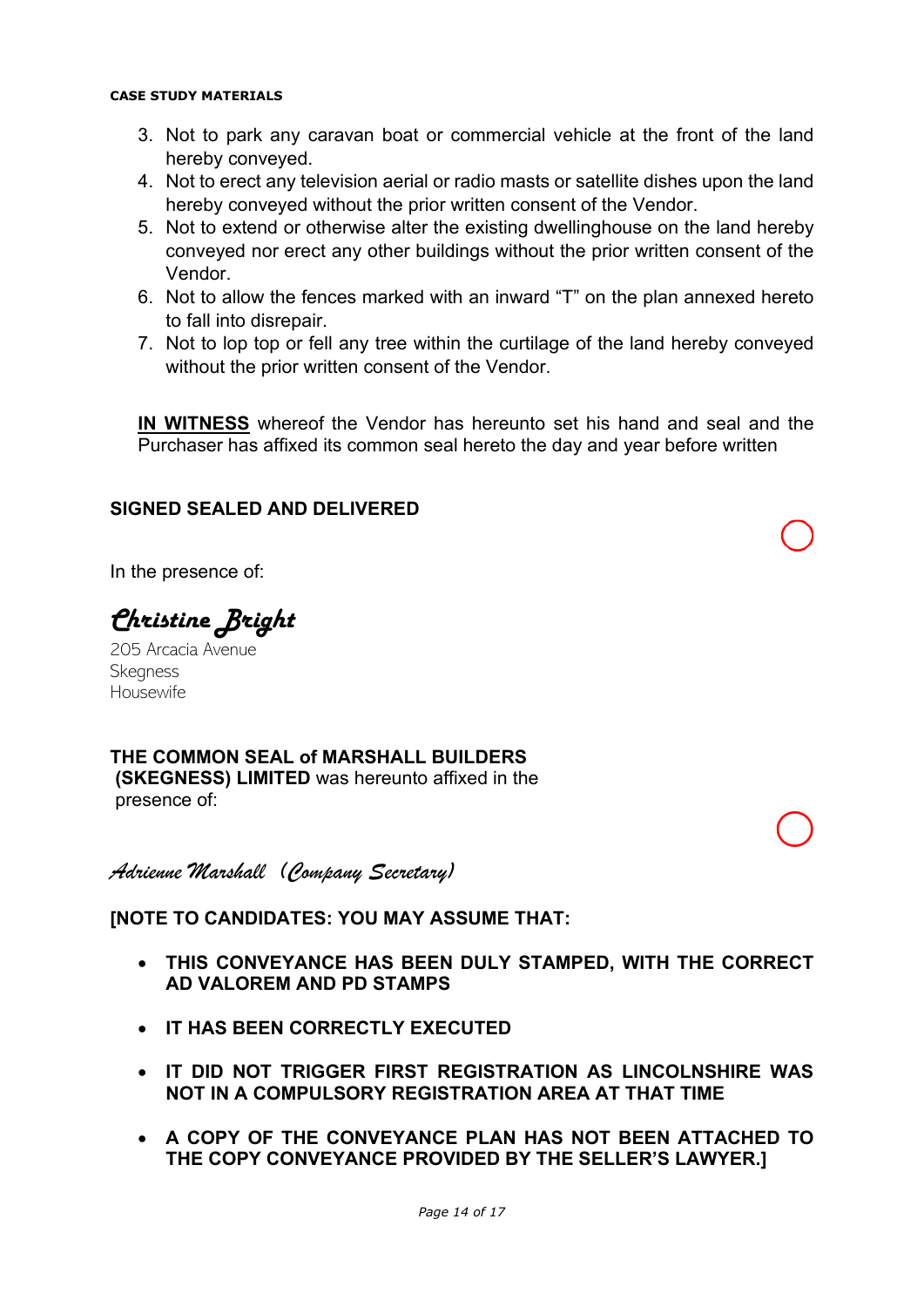3. Not to park any caravan boat or commercial vehicle at the front of the land hereby conveyed.
4. Not to erect any television aerial or radio masts or satellite dishes upon the land hereby conveyed without the prior written consent of the Vendor.
5. Not to extend or otherwise alter the existing dwellinghouse on the land hereby conveyed nor erect any other buildings without the prior written consent of the Vendor.
6. Not to allow the fences marked with an inward "T" on the plan annexed hereto to fall into disrepair.
7. Not to lop top or fell any tree within the curtilage of the land hereby conveyed without the prior written consent of the Vendor.

**IN WITNESS** whereof the Vendor has hereunto set his hand and seal and the Purchaser has affixed its common seal hereto the day and year before written

**SIGNED SEALED AND DELIVERED**

In the presence of:

*Christine Bright*

205 Arcacia Avenue
Skegness
Housewife

**THE COMMON SEAL of MARSHALL BUILDERS (SKEGNESS) LIMITED** was hereunto affixed in the presence of:

*Adrienne Marshall (Company Secretary)*

**[NOTE TO CANDIDATES: YOU MAY ASSUME THAT:**

- **THIS CONVEYANCE HAS BEEN DULY STAMPED, WITH THE CORRECT AD VALOREM AND PD STAMPS**
- **IT HAS BEEN CORRECTLY EXECUTED**
- **IT DID NOT TRIGGER FIRST REGISTRATION AS LINCOLNSHIRE WAS NOT IN A COMPULSORY REGISTRATION AREA AT THAT TIME**
- **A COPY OF THE CONVEYANCE PLAN HAS NOT BEEN ATTACHED TO THE COPY CONVEYANCE PROVIDED BY THE SELLER'S LAWYER.]**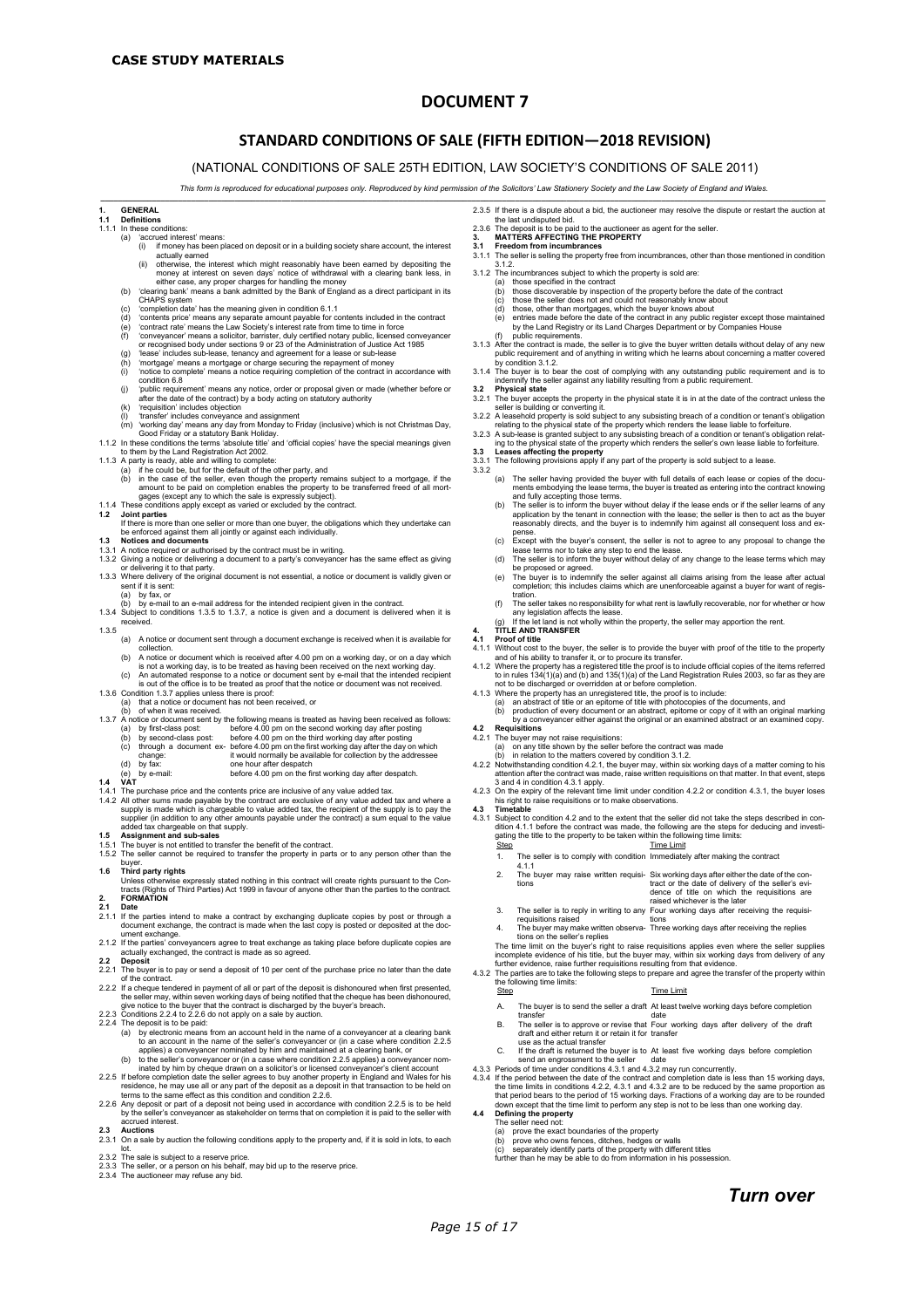**CASE STUDY MATERIALS**

# DOCUMENT 7

## STANDARD CONDITIONS OF SALE (FIFTH EDITION—2018 REVISION)

(NATIONAL CONDITIONS OF SALE 25TH EDITION, LAW SOCIETY'S CONDITIONS OF SALE 2011)

*This form is reproduced for educational purposes only. Reproduced by kind permission of the Solicitors' Law Stationery Society and the Law Society of England and Wales.*

**1. GENERAL**

**1.1 Definitions**

1.1.1 In these conditions:

(a) 'accrued interest' means:
(i) if money has been placed on deposit or in a building society share account, the interest actually earned
(ii) otherwise, the interest which might reasonably have been earned by depositing the money at interest on seven days' notice of withdrawal with a clearing bank less, in either case, any proper charges for handling the money

(b) 'clearing bank' means a bank admitted by the Bank of England as a direct participant in its CHAPS system

(c) 'completion date' has the meaning given in condition 6.1.1

(d) 'contents price' means any separate amount payable for contents included in the contract

(e) 'contract rate' means the Law Society's interest rate from time to time in force

(f) 'conveyancer' means a solicitor, barrister, duly certified notary public, licensed conveyancer or recognised body under sections 9 or 23 of the Administration of Justice Act 1985

(g) 'lease' includes sub-lease, tenancy and agreement for a lease or sub-lease

(h) 'mortgage' means a mortgage or charge securing the repayment of money

(i) 'notice to complete' means a notice requiring completion of the contract in accordance with condition 6.8

(j) 'public requirement' means any notice, order or proposal given or made (whether before or after the date of the contract) by a body acting on statutory authority

(k) 'requisition' includes objection

(l) 'transfer' includes conveyance and assignment

(m) 'working day' means any day from Monday to Friday (inclusive) which is not Christmas Day, Good Friday or a statutory Bank Holiday.

1.1.2 In these conditions the terms 'absolute title' and 'official copies' have the special meanings given to them by the Land Registration Act 2002.

1.1.3 A party is ready, able and willing to complete:

(a) if he could be, but for the default of the other party, and

(b) in the case of the seller, even though the property remains subject to a mortgage, if the amount to be paid on completion enables the property to be transferred freed of all mortgages (except any to which the sale is expressly subject).

1.1.4 These conditions apply except as varied or excluded by the contract.

**1.2 Joint parties**

If there is more than one seller or more than one buyer, the obligations which they undertake can be enforced against them all jointly or against each individually.

**1.3 Notices and documents**

1.3.1 A notice required or authorised by the contract must be in writing.

1.3.2 Giving a notice or delivering a document to a party's conveyancer has the same effect as giving or delivering it to that party.

1.3.3 Where delivery of the original document is not essential, a notice or document is validly given or sent if it is sent:

(a) by fax, or

(b) by e-mail to an e-mail address for the intended recipient given in the contract.

1.3.4 Subject to conditions 1.3.5 to 1.3.7, a notice is given and a document is delivered when it is received.

1.3.5

(a) A notice or document sent through a document exchange is received when it is available for collection.

(b) A notice or document which is received after 4.00 pm on a working day, or on a day which is not a working day, is to be treated as having been received on the next working day.

(c) An automated response to a notice or document sent by e-mail that the intended recipient is out of the office is to be treated as proof that the notice or document was not received.

1.3.6 Condition 1.3.7 applies unless there is proof:

(a) that a notice or document has not been received, or

(b) of when it was received.

1.3.7 A notice or document sent by the following means is treated as having been received as follows:

(a) by first-class post: before 4.00 pm on the second working day after posting

(b) by second-class post: before 4.00 pm on the third working day after posting

(c) through a document exchange: before 4.00 pm on the first working day after the day on which it would normally be available for collection by the addressee

(d) by fax: one hour after despatch

(e) by e-mail: before 4.00 pm on the first working day after despatch.

**1.4 VAT**

1.4.1 The purchase price and the contents price are inclusive of any value added tax.

1.4.2 All other sums made payable by the contract are exclusive of any value added tax and where a supply is made which is chargeable to value added tax, the recipient of the supply is to pay the supplier (in addition to any other amounts payable under the contract) a sum equal to the value added tax chargeable on that supply.

**1.5 Assignment and sub-sales**

1.5.1 The buyer is not entitled to transfer the benefit of the contract.

1.5.2 The seller cannot be required to transfer the property in parts or to any person other than the buyer.

**1.6 Third party rights**

Unless otherwise expressly stated nothing in this contract will create rights pursuant to the Contracts (Rights of Third Parties) Act 1999 in favour of anyone other than the parties to the contract.

**2. FORMATION**

**2.1 Date**

2.1.1 If the parties intend to make a contract by exchanging duplicate copies by post or through a document exchange, the contract is made when the last copy is posted or deposited at the document exchange.

2.1.2 If the parties' conveyancers agree to treat exchange as taking place before duplicate copies are actually exchanged, the contract is made as so agreed.

**2.2 Deposit**

2.2.1 The buyer is to pay or send a deposit of 10 per cent of the purchase price no later than the date of the contract.

2.2.2 If a cheque tendered in payment of all or part of the deposit is dishonoured when first presented, the seller may, within seven working days of being notified that the cheque has been dishonoured, give notice to the buyer that the contract is discharged by the buyer's breach.

2.2.3 Conditions 2.2.4 to 2.2.6 do not apply on a sale by auction.

2.2.4 The deposit is to be paid:

(a) by electronic means from an account held in the name of a conveyancer at a clearing bank to an account in the name of the seller's conveyancer or (in a case where condition 2.2.5 applies) a conveyancer nominated by him and maintained at a clearing bank, or

(b) to the seller's conveyancer or (in a case where condition 2.2.5 applies) a conveyancer nominated by him by cheque drawn on a solicitor's or licensed conveyancer's client account

2.2.5 If before completion date the seller agrees to buy another property in England and Wales for his residence, he may use all or any part of the deposit as a deposit in that transaction to be held on terms to the same effect as this condition and condition 2.2.6.

2.2.6 Any deposit or part of a deposit not being used in accordance with condition 2.2.5 is to be held by the seller's conveyancer as stakeholder on terms that on completion it is paid to the seller with accrued interest.

**2.3 Auctions**

2.3.1 On a sale by auction the following conditions apply to the property and, if it is sold in lots, to each lot.

2.3.2 The sale is subject to a reserve price.

2.3.3 The seller, or a person on his behalf, may bid up to the reserve price.

2.3.4 The auctioneer may refuse any bid.

2.3.5 If there is a dispute about a bid, the auctioneer may resolve the dispute or restart the auction at the last undisputed bid.

2.3.6 The deposit is to be paid to the auctioneer as agent for the seller.

**3. MATTERS AFFECTING THE PROPERTY**

**3.1 Freedom from incumbrances**

3.1.1 The seller is selling the property free from incumbrances, other than those mentioned in condition 3.1.2.

3.1.2 The incumbrances subject to which the property is sold are:

(a) those specified in the contract

(b) those discoverable by inspection of the property before the date of the contract

(c) those the seller does not and could not reasonably know about

(d) those, other than mortgages, which the buyer knows about

(e) entries made before the date of the contract in any public register except those maintained by the Land Registry or its Land Charges Department or by Companies House

(f) public requirements.

3.1.3 After the contract is made, the seller is to give the buyer written details without delay of any new public requirement and of anything in writing which he learns about concerning a matter covered by condition 3.1.2.

3.1.4 The buyer is to bear the cost of complying with any outstanding public requirement and is to indemnify the seller against any liability resulting from a public requirement.

**3.2 Physical state**

3.2.1 The buyer accepts the property in the physical state it is in at the date of the contract unless the seller is building or converting it.

3.2.2 A leasehold property is sold subject to any subsisting breach of a condition or tenant's obligation relating to the physical state of the property which renders the lease liable to forfeiture.

3.2.3 A sub-lease is granted subject to any subsisting breach of a condition or tenant's obligation relating to the physical state of the property which renders the seller's own lease liable to forfeiture.

**3.3 Leases affecting the property**

3.3.1 The following provisions apply if any part of the property is sold subject to a lease.

3.3.2

(a) The seller having provided the buyer with full details of each lease or copies of the documents embodying the lease terms, the buyer is treated as entering into the contract knowing and fully accepting those terms.

(b) The seller is to inform the buyer without delay if the lease ends or if the seller learns of any application by the tenant in connection with the lease; the seller is then to act as the buyer reasonably directs, and the buyer is to indemnify him against all consequent loss and expense.

(c) Except with the buyer's consent, the seller is not to agree to any proposal to change the lease terms nor to take any step to end the lease.

(d) The seller is to inform the buyer without delay of any change to the lease terms which may be proposed or agreed.

(e) The buyer is to indemnify the seller against all claims arising from the lease after actual completion; this includes claims which are unenforceable against a buyer for want of registration.

(f) The seller takes no responsibility for what rent is lawfully recoverable, nor for whether or how any legislation affects the lease.

(g) If the let land is not wholly within the property, the seller may apportion the rent.

**4. TITLE AND TRANSFER**

**4.1 Proof of title**

4.1.1 Without cost to the buyer, the seller is to provide the buyer with proof of the title to the property and of his ability to transfer it, or to procure its transfer.

4.1.2 Where the property has a registered title the proof is to include official copies of the items referred to in rules 134(1)(a) and (b) and 135(1)(a) of the Land Registration Rules 2003, so far as they are not to be discharged or overridden at or before completion.

4.1.3 Where the property has an unregistered title, the proof is to include:

(a) an abstract of title or an epitome of title with photocopies of the documents, and

(b) production of every document or an abstract, epitome or copy of it with an original marking by a conveyancer either against the original or an examined abstract or an examined copy.

**4.2 Requisitions**

4.2.1 The buyer may not raise requisitions:

(a) on any title shown by the seller before the contract was made

(b) in relation to the matters covered by condition 3.1.2.

4.2.2 Notwithstanding condition 4.2.1, the buyer may, within six working days of a matter coming to his attention after the contract was made, raise written requisitions on that matter. In that event, steps 3 and 4 in condition 4.3.1 apply.

4.2.3 On the expiry of the relevant time limit under condition 4.2.2 or condition 4.3.1, the buyer loses his right to raise requisitions or to make observations.

**4.3 Timetable**

4.3.1 Subject to condition 4.2 and to the extent that the seller did not take the steps described in condition 4.1.1 before the contract was made, the following are the steps for deducing and investigating the title to the property to be taken within the following time limits:

| Step | | Time Limit |
|---|---|---|
| 1. | The seller is to comply with condition 4.1.1 | Immediately after making the contract |
| 2. | The buyer may raise written requisitions | Six working days after either the date of the contract or the date of delivery of the seller's evidence of title on which the requisitions are raised whichever is the later |
| 3. | The seller is to reply in writing to any requisitions raised | Four working days after receiving the requisitions |
| 4. | The buyer may make written observations on the seller's replies | Three working days after receiving the replies |

The time limit on the buyer's right to raise requisitions applies even where the seller supplies incomplete evidence of his title, but the buyer may, within six working days from delivery of any further evidence, raise further requisitions resulting from that evidence.

4.3.2 The parties are to take the following steps to prepare and agree the transfer of the property within the following time limits:

| Step | | Time Limit |
|---|---|---|
| A. | The buyer is to send the seller a draft transfer | At least twelve working days before completion date |
| B. | The seller is to approve or revise that draft and either return it or retain it for use as the actual transfer | Four working days after delivery of the draft transfer |
| C. | If the draft is returned the buyer is to send an engrossment to the seller | At least five working days before completion date |

4.3.3 Periods of time under conditions 4.3.1 and 4.3.2 may run concurrently.

4.3.4 If the period between the date of the contract and completion date is less than 15 working days, the time limits in conditions 4.2.2, 4.3.1 and 4.3.2 are to be reduced by the same proportion as that period bears to the period of 15 working days. Fractions of a working day are to be rounded down except that the time limit to perform any step is not to be less than one working day.

**4.4 Defining the property**

The seller need not:

(a) prove the exact boundaries of the property

(b) prove who owns fences, ditches, hedges or walls

(c) separately identify parts of the property with different titles

further than he may be able to do from information in his possession.

***Turn over***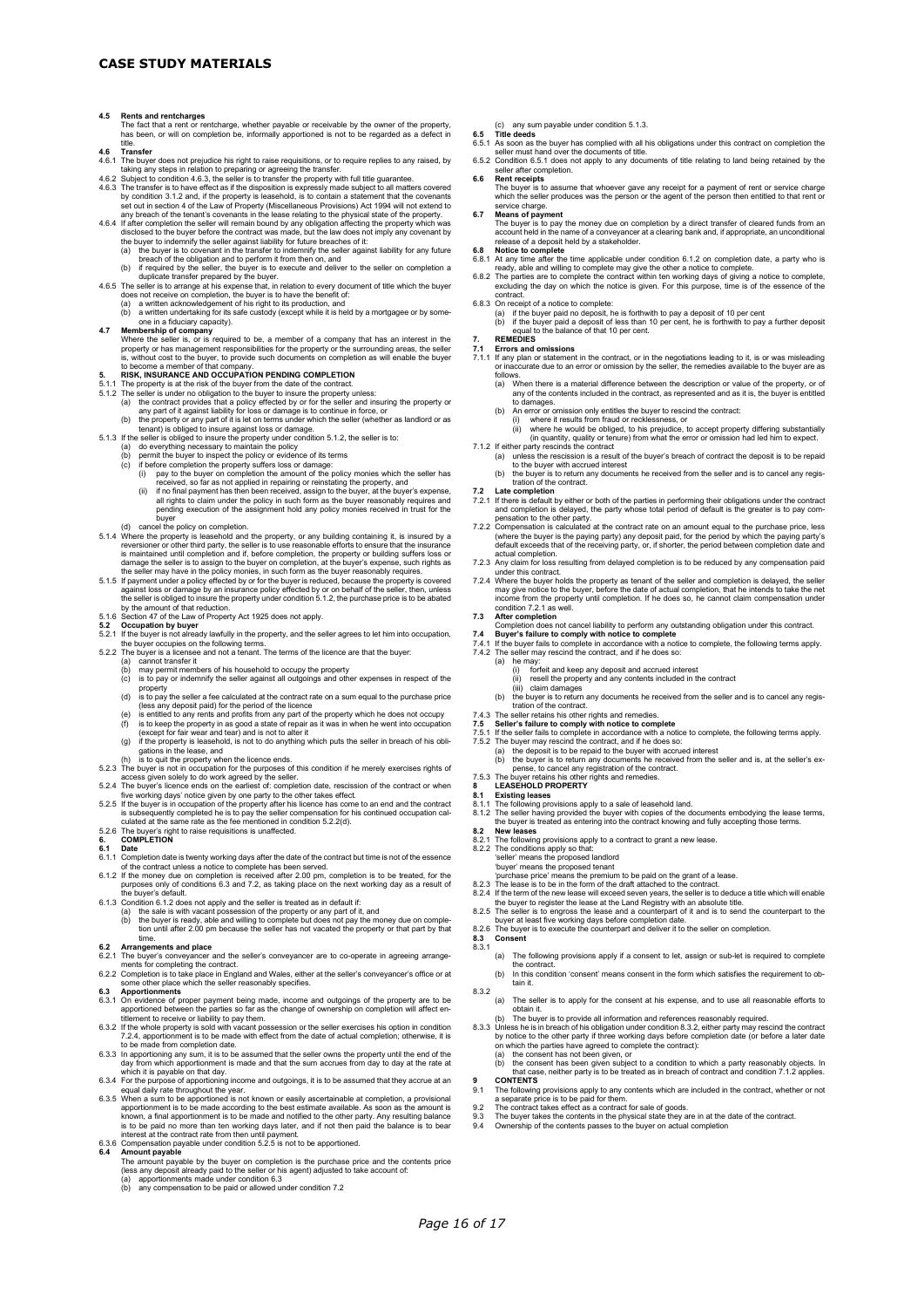## CASE STUDY MATERIALS

**4.5 Rents and rentcharges**

The fact that a rent or rentcharge, whether payable or receivable by the owner of the property, has been, or will on completion be, informally apportioned is not to be regarded as a defect in title.

**4.6 Transfer**

4.6.1 The buyer does not prejudice his right to raise requisitions, or to require replies to any raised, by taking any steps in relation to preparing or agreeing the transfer.

4.6.2 Subject to condition 4.6.3, the seller is to transfer the property with full title guarantee.

4.6.3 The transfer is to have effect as if the disposition is expressly made subject to all matters covered by condition 3.1.2 and, if the property is leasehold, is to contain a statement that the covenants set out in section 4 of the Law of Property (Miscellaneous Provisions) Act 1994 will not extend to any breach of the tenant's covenants in the lease relating to the physical state of the property.

4.6.4 If after completion the seller will remain bound by any obligation affecting the property which was disclosed to the buyer before the contract was made, but the law does not imply any covenant by the buyer to indemnify the seller against liability for future breaches of it:
- (a) the buyer is to covenant in the transfer to indemnify the seller against liability for any future breach of the obligation and to perform it from then on, and
- (b) if required by the seller, the buyer is to execute and deliver to the seller on completion a duplicate transfer prepared by the buyer.

4.6.5 The seller is to arrange at his expense that, in relation to every document of title which the buyer does not receive on completion, the buyer is to have the benefit of:
- (a) a written acknowledgement of his right to its production, and
- (b) a written undertaking for its safe custody (except while it is held by a mortgagee or by someone in a fiduciary capacity).

**4.7 Membership of company**

Where the seller is, or is required to be, a member of a company that has an interest in the property or has management responsibilities for the property or the surrounding areas, the seller is, without cost to the buyer, to provide such documents on completion as will enable the buyer to become a member of that company.

**5. RISK, INSURANCE AND OCCUPATION PENDING COMPLETION**

5.1.1 The property is at the risk of the buyer from the date of the contract.

5.1.2 The seller is under no obligation to the buyer to insure the property unless:
- (a) the contract provides that a policy effected by or for the seller and insuring the property or any part of it against liability for loss or damage is to continue in force, or
- (b) the property or any part of it is let on terms under which the seller (whether as landlord or as tenant) is obliged to insure against loss or damage.

5.1.3 If the seller is obliged to insure the property under condition 5.1.2, the seller is to:
- (a) do everything necessary to maintain the policy
- (b) permit the buyer to inspect the policy or evidence of its terms
- (c) if before completion the property suffers loss or damage:
  - (i) pay to the buyer on completion the amount of the policy monies which the seller has received, so far as not applied in repairing or reinstating the property, and
  - (ii) if no final payment has then been received, assign to the buyer, at the buyer's expense, all rights to claim under the policy in such form as the buyer reasonably requires and pending execution of the assignment hold any policy monies received in trust for the buyer
- (d) cancel the policy on completion.

5.1.4 Where the property is leasehold and the property, or any building containing it, is insured by a reversioner or other third party, the seller is to use reasonable efforts to ensure that the insurance is maintained until completion and if, before completion, the property or building suffers loss or damage the seller is to assign to the buyer on completion, at the buyer's expense, such rights as the seller may have in the policy monies, in such form as the buyer reasonably requires.

5.1.5 If payment under a policy effected by or for the buyer is reduced, because the property is covered against loss or damage by an insurance policy effected by or on behalf of the seller, then, unless the seller is obliged to insure the property under condition 5.1.2, the purchase price is to be abated by the amount of that reduction.

5.1.6 Section 47 of the Law of Property Act 1925 does not apply.

**5.2 Occupation by buyer**

5.2.1 If the buyer is not already lawfully in the property, and the seller agrees to let him into occupation, the buyer occupies on the following terms.

5.2.2 The buyer is a licensee and not a tenant. The terms of the licence are that the buyer:
- (a) cannot transfer it
- (b) may permit members of his household to occupy the property
- (c) is to pay or indemnify the seller against all outgoings and other expenses in respect of the property
- (d) is to pay the seller a fee calculated at the contract rate on a sum equal to the purchase price (less any deposit paid) for the period of the licence
- (e) is entitled to any rents and profits from any part of the property which he does not occupy
- (f) is to keep the property in as good a state of repair as it was in when he went into occupation (except for fair wear and tear) and is not to alter it
- (g) if the property is leasehold, is not to do anything which puts the seller in breach of his obligations in the lease, and
- (h) is to quit the property when the licence ends.

5.2.3 The buyer is not in occupation for the purposes of this condition if he merely exercises rights of access given solely to do work agreed by the seller.

5.2.4 The buyer's licence ends on the earliest of: completion date, rescission of the contract or when five working days' notice given by one party to the other takes effect.

5.2.5 If the buyer is in occupation of the property after his licence has come to an end and the contract is subsequently completed he is to pay the seller compensation for his continued occupation calculated at the same rate as the fee mentioned in condition 5.2.2(d).

5.2.6 The buyer's right to raise requisitions is unaffected.

**6. COMPLETION**

**6.1 Date**

6.1.1 Completion date is twenty working days after the date of the contract but time is not of the essence of the contract unless a notice to complete has been served.

6.1.2 If the money due on completion is received after 2.00 pm, completion is to be treated, for the purposes only of conditions 6.3 and 7.2, as taking place on the next working day as a result of the buyer's default.

6.1.3 Condition 6.1.2 does not apply and the seller is treated as in default if:
- (a) the sale is with vacant possession of the property or any part of it, and
- (b) the buyer is ready, able and willing to complete but does not pay the money due on completion until after 2.00 pm because the seller has not vacated the property or that part by that time.

**6.2 Arrangements and place**

6.2.1 The buyer's conveyancer and the seller's conveyancer are to co-operate in agreeing arrangements for completing the contract.

6.2.2 Completion is to take place in England and Wales, either at the seller's conveyancer's office or at some other place which the seller reasonably specifies.

**6.3 Apportionments**

6.3.1 On evidence of proper payment being made, income and outgoings of the property are to be apportioned between the parties so far as the change of ownership on completion will affect entitlement to receive or liability to pay them.

6.3.2 If the whole property is sold with vacant possession or the seller exercises his option in condition 7.2.4, apportionment is to be made with effect from the date of actual completion; otherwise, it is to be made from completion date.

6.3.3 In apportioning any sum, it is to be assumed that the seller owns the property until the end of the day from which apportionment is made and that the sum accrues from day to day at the rate at which it is payable on that day.

6.3.4 For the purpose of apportioning income and outgoings, it is to be assumed that they accrue at an equal daily rate throughout the year.

6.3.5 When a sum to be apportioned is not known or easily ascertainable at completion, a provisional apportionment is to be made according to the best estimate available. As soon as the amount is known, a final apportionment is to be made and notified to the other party. Any resulting balance is to be paid no more than ten working days later, and if not then paid the balance is to bear interest at the contract rate from then until payment.

6.3.6 Compensation payable under condition 5.2.5 is not to be apportioned.

**6.4 Amount payable**

The amount payable by the buyer on completion is the purchase price and the contents price (less any deposit already paid to the seller or his agent) adjusted to take account of:
- (a) apportionments made under condition 6.3
- (b) any compensation to be paid or allowed under condition 7.2
- (c) any sum payable under condition 5.1.3.

**6.5 Title deeds**

6.5.1 As soon as the buyer has complied with all his obligations under this contract on completion the seller must hand over the documents of title.

6.5.2 Condition 6.5.1 does not apply to any documents of title relating to land being retained by the seller after completion.

**6.6 Rent receipts**

The buyer is to assume that whoever gave any receipt for a payment of rent or service charge which the seller produces was the person or the agent of the person then entitled to that rent or service charge.

**6.7 Means of payment**

The buyer is to pay the money due on completion by a direct transfer of cleared funds from an account held in the name of a conveyancer at a clearing bank and, if appropriate, an unconditional release of a deposit held by a stakeholder.

**6.8 Notice to complete**

6.8.1 At any time after the time applicable under condition 6.1.2 on completion date, a party who is ready, able and willing to complete may give the other a notice to complete.

6.8.2 The parties are to complete the contract within ten working days of giving a notice to complete, excluding the day on which the notice is given. For this purpose, time is of the essence of the contract.

6.8.3 On receipt of a notice to complete:
- (a) if the buyer paid no deposit, he is forthwith to pay a deposit of 10 per cent
- (b) if the buyer paid a deposit of less than 10 per cent, he is forthwith to pay a further deposit equal to the balance of that 10 per cent.

**7. REMEDIES**

**7.1 Errors and omissions**

7.1.1 If any plan or statement in the contract, or in the negotiations leading to it, is or was misleading or inaccurate due to an error or omission by the seller, the remedies available to the buyer are as follows.
- (a) When there is a material difference between the description or value of the property, or of any of the contents included in the contract, as represented and as it is, the buyer is entitled to damages.
- (b) An error or omission only entitles the buyer to rescind the contract:
  - (i) where it results from fraud or recklessness, or
  - (ii) where he would be obliged, to his prejudice, to accept property differing substantially (in quantity, quality or tenure) from what the error or omission had led him to expect.

7.1.2 If either party rescinds the contract
- (a) unless the rescission is a result of the buyer's breach of contract the deposit is to be repaid to the buyer with accrued interest
- (b) the buyer is to return any documents he received from the seller and is to cancel any registration of the contract.

**7.2 Late completion**

7.2.1 If there is default by either or both of the parties in performing their obligations under the contract and completion is delayed, the party whose total period of default is the greater is to pay compensation to the other party.

7.2.2 Compensation is calculated at the contract rate on an amount equal to the purchase price, less (where the buyer is the paying party) any deposit paid, for the period by which the paying party's default exceeds that of the receiving party, or, if shorter, the period between completion date and actual completion.

7.2.3 Any claim for loss resulting from delayed completion is to be reduced by any compensation paid under this contract.

7.2.4 Where the buyer holds the property as tenant of the seller and completion is delayed, the seller may give notice to the buyer, before the date of actual completion, that he intends to take the net income from the property until completion. If he does so, he cannot claim compensation under condition 7.2.1 as well.

**7.3 After completion**

Completion does not cancel liability to perform any outstanding obligation under this contract.

**7.4 Buyer's failure to comply with notice to complete**

7.4.1 If the buyer fails to complete in accordance with a notice to complete, the following terms apply.

7.4.2 The seller may rescind the contract, and if he does so:
- (a) he may:
  - (i) forfeit and keep any deposit and accrued interest
  - (ii) resell the property and any contents included in the contract
  - (iii) claim damages
- (b) the buyer is to return any documents he received from the seller and is to cancel any registration of the contract.

7.4.3 The seller retains his other rights and remedies.

**7.5 Seller's failure to comply with notice to complete**

7.5.1 If the seller fails to complete in accordance with a notice to complete, the following terms apply.

7.5.2 The buyer may rescind the contract, and if he does so:
- (a) the deposit is to be repaid to the buyer with accrued interest
- (b) the buyer is to return any documents he received from the seller and is, at the seller's expense, to cancel any registration of the contract.

7.5.3 The buyer retains his other rights and remedies.

**8 LEASEHOLD PROPERTY**

**8.1 Existing leases**

8.1.1 The following provisions apply to a sale of leasehold land.

8.1.2 The seller having provided the buyer with copies of the documents embodying the lease terms, the buyer is treated as entering into the contract knowing and fully accepting those terms.

**8.2 New leases**

8.2.1 The following provisions apply to a contract to grant a new lease.

8.2.2 The conditions apply so that:
'seller' means the proposed landlord
'buyer' means the proposed tenant
'purchase price' means the premium to be paid on the grant of a lease.

8.2.3 The lease is to be in the form of the draft attached to the contract.

8.2.4 If the term of the new lease will exceed seven years, the seller is to deduce a title which will enable the buyer to register the lease at the Land Registry with an absolute title.

8.2.5 The seller is to engross the lease and a counterpart of it and is to send the counterpart to the buyer at least five working days before completion date.

8.2.6 The buyer is to execute the counterpart and deliver it to the seller on completion.

**8.3 Consent**

8.3.1
- (a) The following provisions apply if a consent to let, assign or sub-let is required to complete the contract.
- (b) In this condition 'consent' means consent in the form which satisfies the requirement to obtain it.

8.3.2
- (a) The seller is to apply for the consent at his expense, and to use all reasonable efforts to obtain it.
- (b) The buyer is to provide all information and references reasonably required.

8.3.3 Unless he is in breach of his obligation under condition 8.3.2, either party may rescind the contract by notice to the other party if three working days before completion date (or before a later date on which the parties have agreed to complete the contract):
- (a) the consent has not been given, or
- (b) the consent has been given subject to a condition to which a party reasonably objects. In that case, neither party is to be treated as in breach of contract and condition 7.1.2 applies.

**9 CONTENTS**

9.1 The following provisions apply to any contents which are included in the contract, whether or not a separate price is to be paid for them.

9.2 The contract takes effect as a contract for sale of goods.

9.3 The buyer takes the contents in the physical state they are in at the date of the contract.

9.4 Ownership of the contents passes to the buyer on actual completion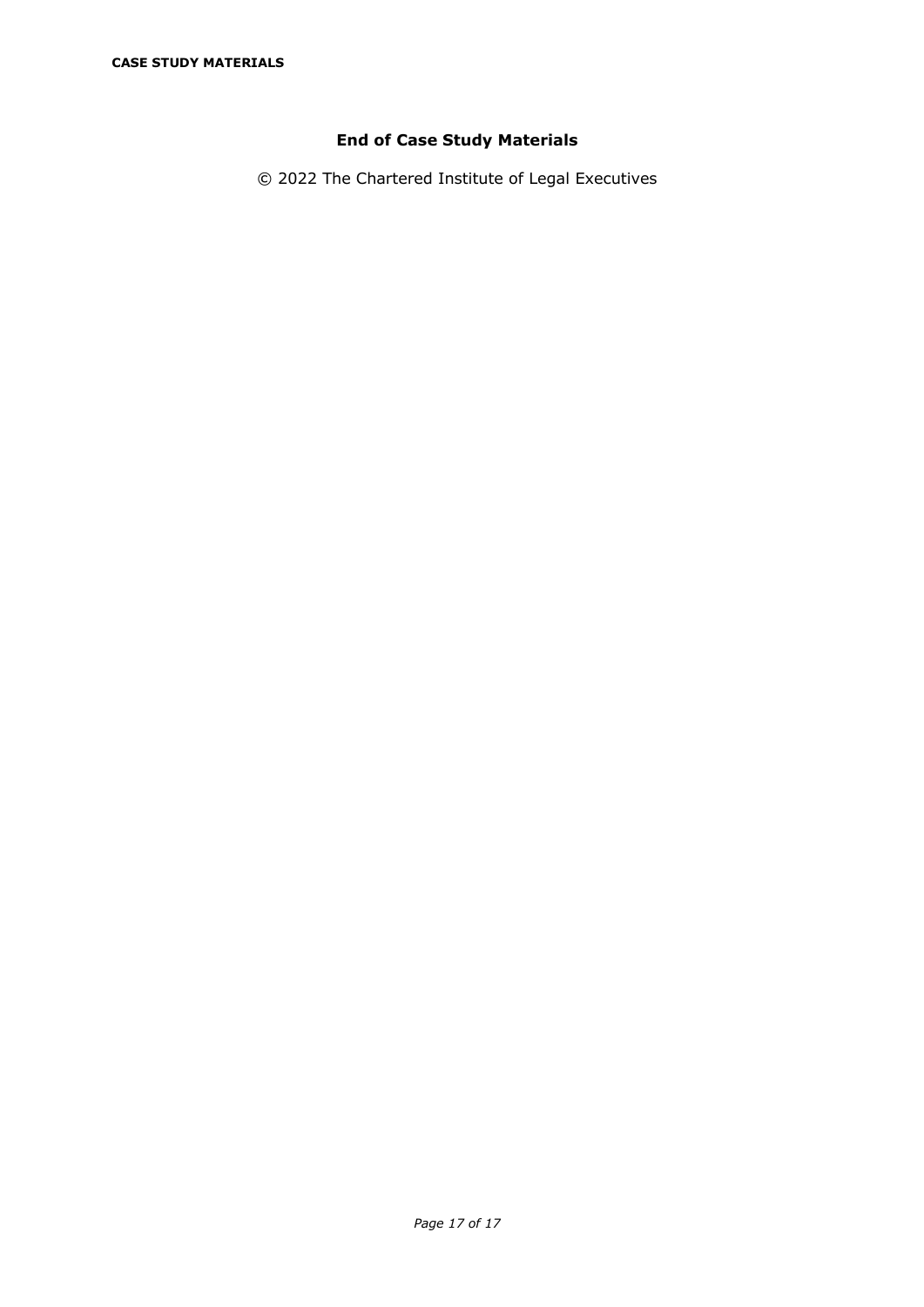**End of Case Study Materials**

© 2022 The Chartered Institute of Legal Executives